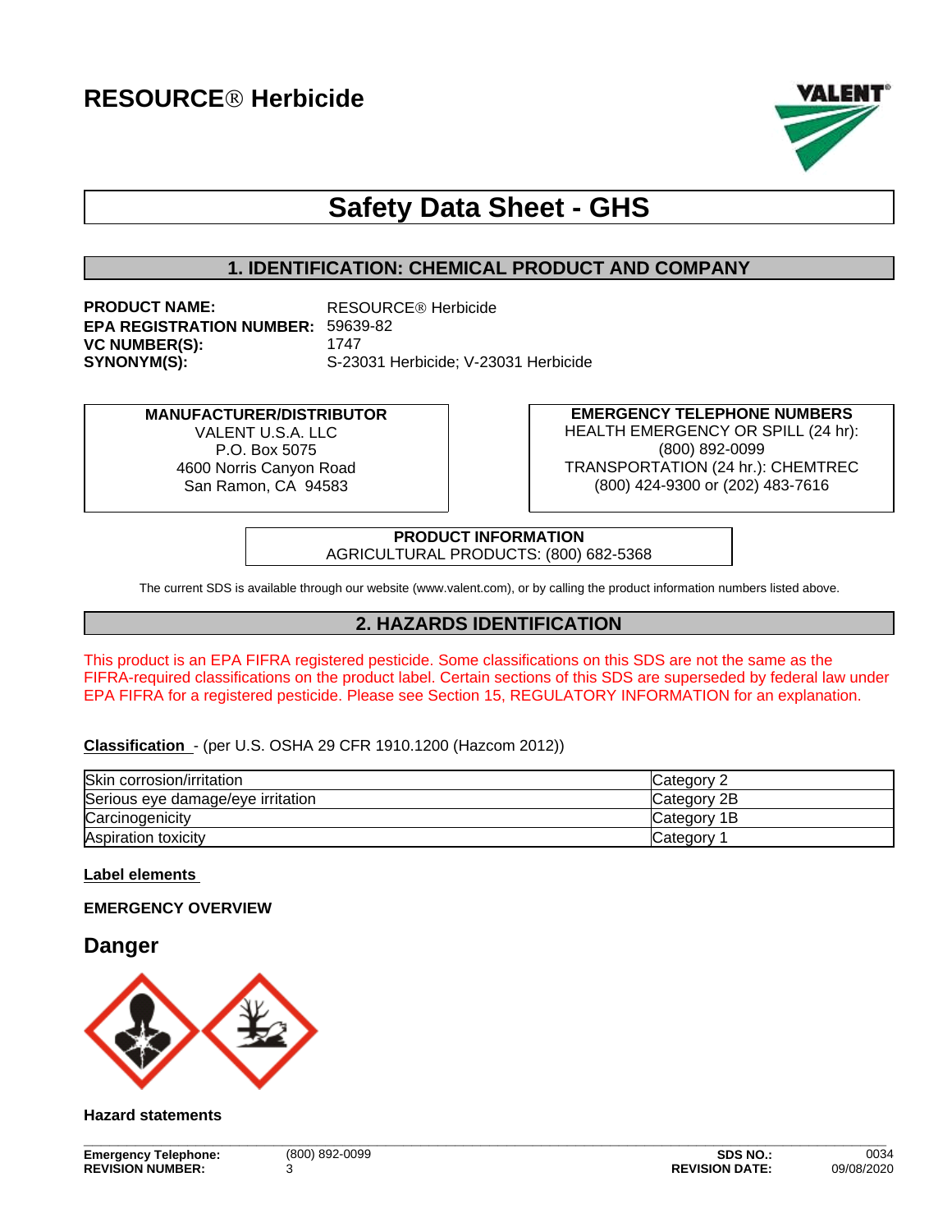# RESOURCE® Herbicide

## Safety Data Sheet - GHS

### 1. IDENTIFICATION: CHEMICAL PRODUCT AND COMPANY

**PRODUCT NAME:** RESOURCE® Herbicide
**EPA REGISTRATION NUMBER:** 59639-82
**VC NUMBER(S):** 1747
**SYNONYM(S):** S-23031 Herbicide; V-23031 Herbicide

**MANUFACTURER/DISTRIBUTOR**
VALENT U.S.A. LLC
P.O. Box 5075
4600 Norris Canyon Road
San Ramon, CA 94583

**EMERGENCY TELEPHONE NUMBERS**
HEALTH EMERGENCY OR SPILL (24 hr):
(800) 892-0099
TRANSPORTATION (24 hr.): CHEMTREC
(800) 424-9300 or (202) 483-7616

**PRODUCT INFORMATION**
AGRICULTURAL PRODUCTS: (800) 682-5368

The current SDS is available through our website (www.valent.com), or by calling the product information numbers listed above.

### 2. HAZARDS IDENTIFICATION

This product is an EPA FIFRA registered pesticide. Some classifications on this SDS are not the same as the FIFRA-required classifications on the product label. Certain sections of this SDS are superseded by federal law under EPA FIFRA for a registered pesticide. Please see Section 15, REGULATORY INFORMATION for an explanation.

**Classification** - (per U.S. OSHA 29 CFR 1910.1200 (Hazcom 2012))

| Hazard | Category |
|---|---|
| Skin corrosion/irritation | Category 2 |
| Serious eye damage/eye irritation | Category 2B |
| Carcinogenicity | Category 1B |
| Aspiration toxicity | Category 1 |

**Label elements**

**EMERGENCY OVERVIEW**

## Danger

**Hazard statements**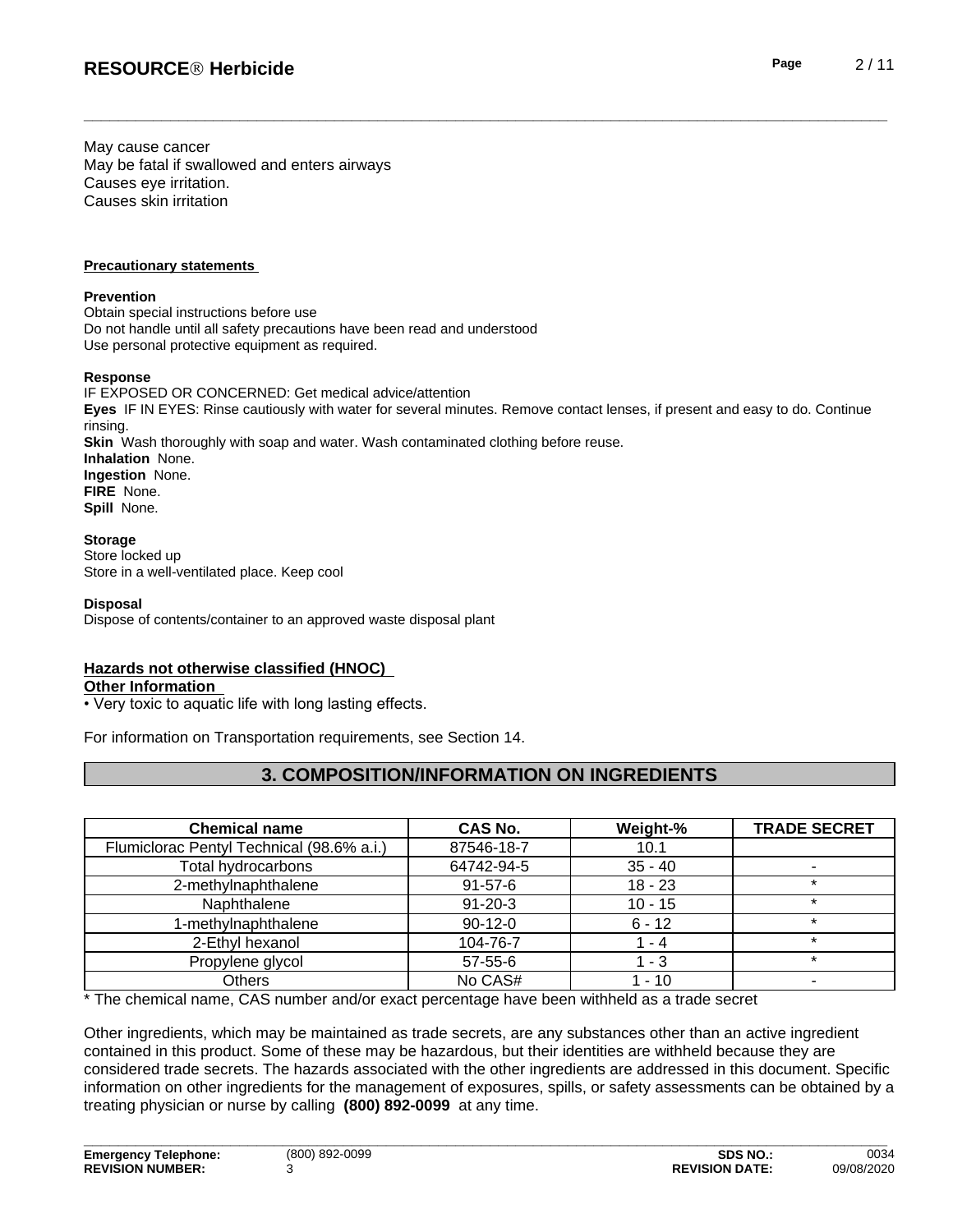May cause cancer
May be fatal if swallowed and enters airways
Causes eye irritation.
Causes skin irritation

**Precautionary statements**

**Prevention**
Obtain special instructions before use
Do not handle until all safety precautions have been read and understood
Use personal protective equipment as required.

**Response**
IF EXPOSED OR CONCERNED: Get medical advice/attention
**Eyes** IF IN EYES: Rinse cautiously with water for several minutes. Remove contact lenses, if present and easy to do. Continue rinsing.
**Skin** Wash thoroughly with soap and water. Wash contaminated clothing before reuse.
**Inhalation** None.
**Ingestion** None.
**FIRE** None.
**Spill** None.

**Storage**
Store locked up
Store in a well-ventilated place. Keep cool

**Disposal**
Dispose of contents/container to an approved waste disposal plant

**Hazards not otherwise classified (HNOC)**
**Other Information**
• Very toxic to aquatic life with long lasting effects.

For information on Transportation requirements, see Section 14.

## 3. COMPOSITION/INFORMATION ON INGREDIENTS

| Chemical name | CAS No. | Weight-% | TRADE SECRET |
|---|---|---|---|
| Flumiclorac Pentyl Technical (98.6% a.i.) | 87546-18-7 | 10.1 | |
| Total hydrocarbons | 64742-94-5 | 35 - 40 | - |
| 2-methylnaphthalene | 91-57-6 | 18 - 23 | * |
| Naphthalene | 91-20-3 | 10 - 15 | * |
| 1-methylnaphthalene | 90-12-0 | 6 - 12 | * |
| 2-Ethyl hexanol | 104-76-7 | 1 - 4 | * |
| Propylene glycol | 57-55-6 | 1 - 3 | * |
| Others | No CAS# | 1 - 10 | - |

* The chemical name, CAS number and/or exact percentage have been withheld as a trade secret

Other ingredients, which may be maintained as trade secrets, are any substances other than an active ingredient contained in this product. Some of these may be hazardous, but their identities are withheld because they are considered trade secrets. The hazards associated with the other ingredients are addressed in this document. Specific information on other ingredients for the management of exposures, spills, or safety assessments can be obtained by a treating physician or nurse by calling **(800) 892-0099** at any time.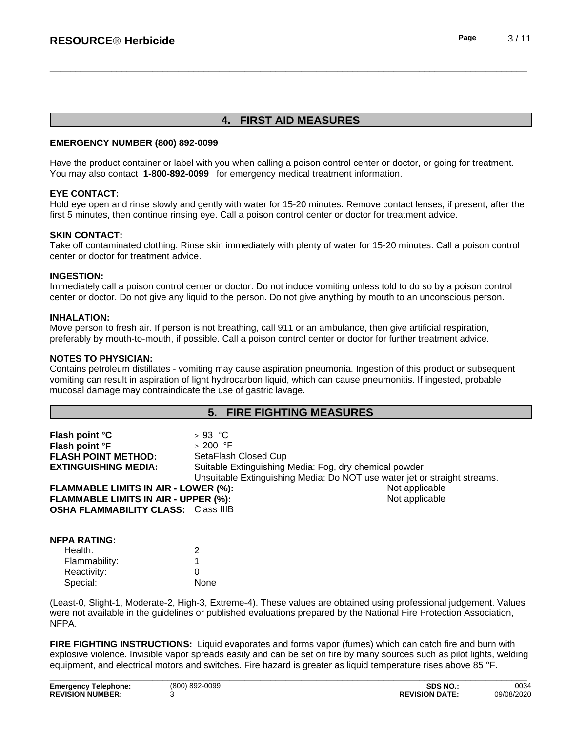## 4. FIRST AID MEASURES

**EMERGENCY NUMBER (800) 892-0099**

Have the product container or label with you when calling a poison control center or doctor, or going for treatment. You may also contact **1-800-892-0099** for emergency medical treatment information.

**EYE CONTACT:**
Hold eye open and rinse slowly and gently with water for 15-20 minutes. Remove contact lenses, if present, after the first 5 minutes, then continue rinsing eye. Call a poison control center or doctor for treatment advice.

**SKIN CONTACT:**
Take off contaminated clothing. Rinse skin immediately with plenty of water for 15-20 minutes. Call a poison control center or doctor for treatment advice.

**INGESTION:**
Immediately call a poison control center or doctor. Do not induce vomiting unless told to do so by a poison control center or doctor. Do not give any liquid to the person. Do not give anything by mouth to an unconscious person.

**INHALATION:**
Move person to fresh air. If person is not breathing, call 911 or an ambulance, then give artificial respiration, preferably by mouth-to-mouth, if possible. Call a poison control center or doctor for further treatment advice.

**NOTES TO PHYSICIAN:**
Contains petroleum distillates - vomiting may cause aspiration pneumonia. Ingestion of this product or subsequent vomiting can result in aspiration of light hydrocarbon liquid, which can cause pneumonitis. If ingested, probable mucosal damage may contraindicate the use of gastric lavage.

## 5. FIRE FIGHTING MEASURES

**Flash point °C** > 93 °C
**Flash point °F** > 200 °F
**FLASH POINT METHOD:** SetaFlash Closed Cup
**EXTINGUISHING MEDIA:** Suitable Extinguishing Media: Fog, dry chemical powder
Unsuitable Extinguishing Media: Do NOT use water jet or straight streams.
**FLAMMABLE LIMITS IN AIR - LOWER (%):** Not applicable
**FLAMMABLE LIMITS IN AIR - UPPER (%):** Not applicable
**OSHA FLAMMABILITY CLASS:** Class IIIB

**NFPA RATING:**

| | |
|---|---|
| Health: | 2 |
| Flammability: | 1 |
| Reactivity: | 0 |
| Special: | None |

(Least-0, Slight-1, Moderate-2, High-3, Extreme-4). These values are obtained using professional judgement. Values were not available in the guidelines or published evaluations prepared by the National Fire Protection Association, NFPA.

**FIRE FIGHTING INSTRUCTIONS:** Liquid evaporates and forms vapor (fumes) which can catch fire and burn with explosive violence. Invisible vapor spreads easily and can be set on fire by many sources such as pilot lights, welding equipment, and electrical motors and switches. Fire hazard is greater as liquid temperature rises above 85 °F.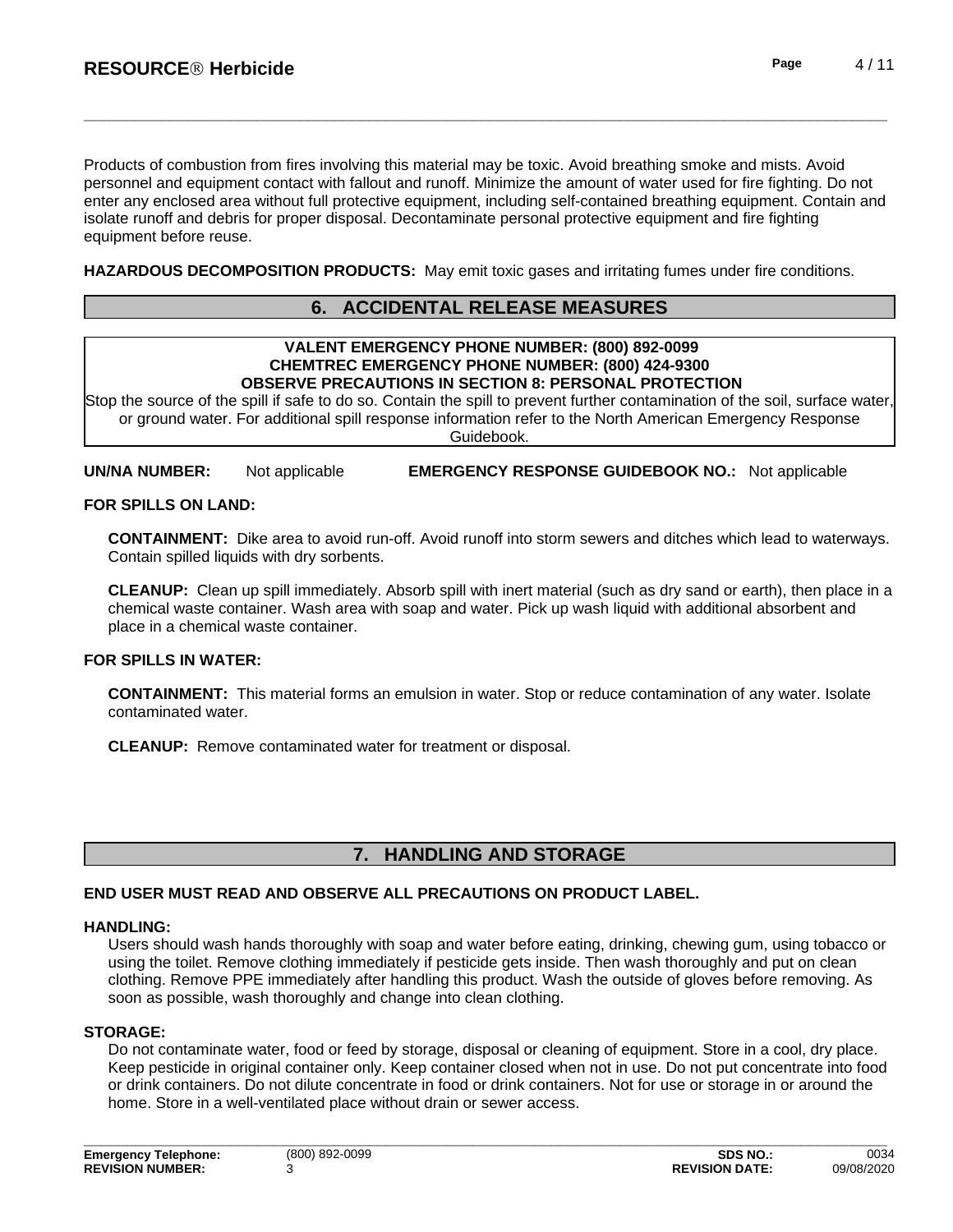Products of combustion from fires involving this material may be toxic. Avoid breathing smoke and mists. Avoid personnel and equipment contact with fallout and runoff. Minimize the amount of water used for fire fighting. Do not enter any enclosed area without full protective equipment, including self-contained breathing equipment. Contain and isolate runoff and debris for proper disposal. Decontaminate personal protective equipment and fire fighting equipment before reuse.

**HAZARDOUS DECOMPOSITION PRODUCTS:** May emit toxic gases and irritating fumes under fire conditions.

## 6. ACCIDENTAL RELEASE MEASURES

**VALENT EMERGENCY PHONE NUMBER: (800) 892-0099**
**CHEMTREC EMERGENCY PHONE NUMBER: (800) 424-9300**
**OBSERVE PRECAUTIONS IN SECTION 8: PERSONAL PROTECTION**

Stop the source of the spill if safe to do so. Contain the spill to prevent further contamination of the soil, surface water, or ground water. For additional spill response information refer to the North American Emergency Response Guidebook.

**UN/NA NUMBER:** Not applicable **EMERGENCY RESPONSE GUIDEBOOK NO.:** Not applicable

**FOR SPILLS ON LAND:**

**CONTAINMENT:** Dike area to avoid run-off. Avoid runoff into storm sewers and ditches which lead to waterways. Contain spilled liquids with dry sorbents.

**CLEANUP:** Clean up spill immediately. Absorb spill with inert material (such as dry sand or earth), then place in a chemical waste container. Wash area with soap and water. Pick up wash liquid with additional absorbent and place in a chemical waste container.

**FOR SPILLS IN WATER:**

**CONTAINMENT:** This material forms an emulsion in water. Stop or reduce contamination of any water. Isolate contaminated water.

**CLEANUP:** Remove contaminated water for treatment or disposal.

## 7. HANDLING AND STORAGE

**END USER MUST READ AND OBSERVE ALL PRECAUTIONS ON PRODUCT LABEL.**

**HANDLING:**

Users should wash hands thoroughly with soap and water before eating, drinking, chewing gum, using tobacco or using the toilet. Remove clothing immediately if pesticide gets inside. Then wash thoroughly and put on clean clothing. Remove PPE immediately after handling this product. Wash the outside of gloves before removing. As soon as possible, wash thoroughly and change into clean clothing.

**STORAGE:**

Do not contaminate water, food or feed by storage, disposal or cleaning of equipment. Store in a cool, dry place. Keep pesticide in original container only. Keep container closed when not in use. Do not put concentrate into food or drink containers. Do not dilute concentrate in food or drink containers. Not for use or storage in or around the home. Store in a well-ventilated place without drain or sewer access.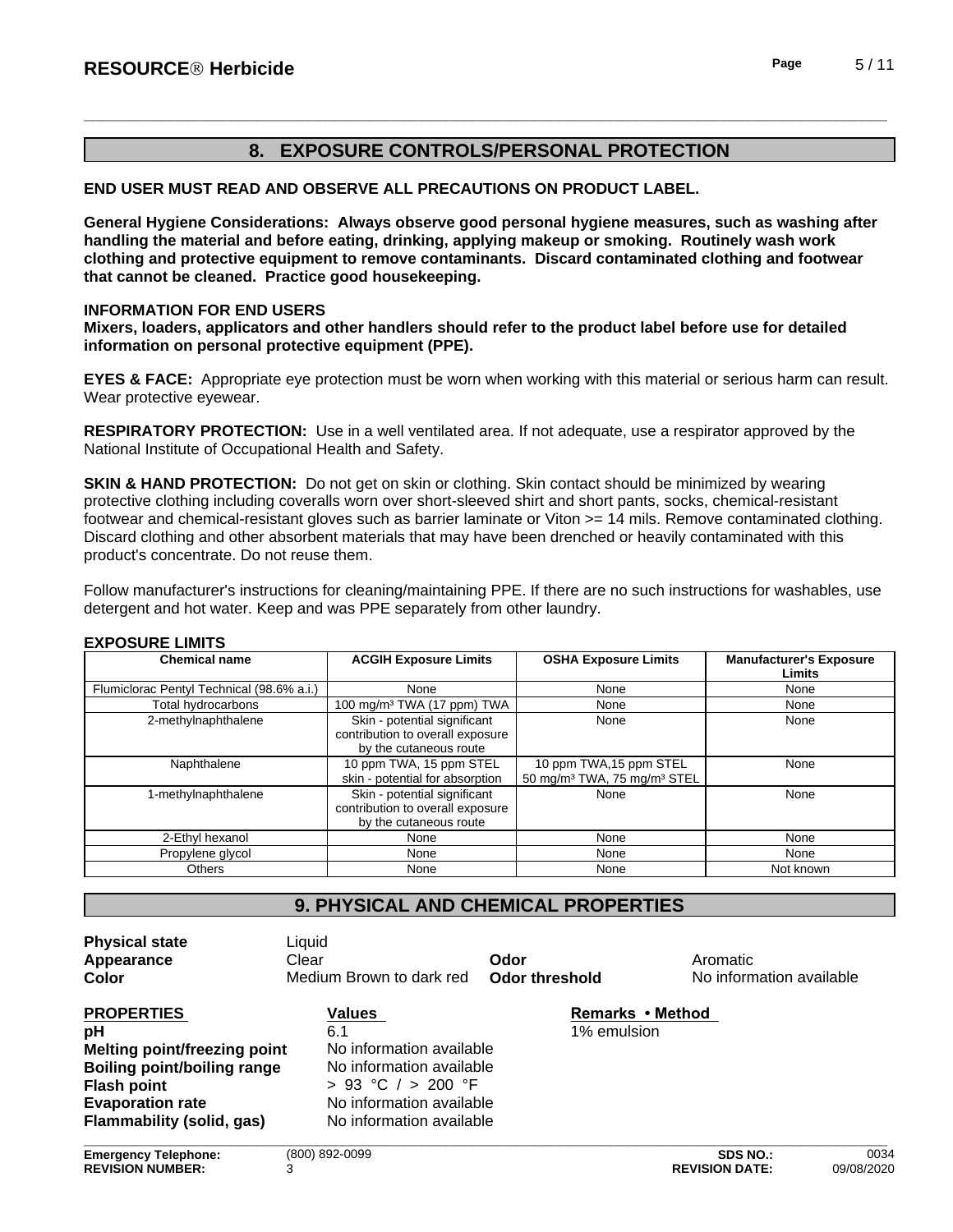## 8. EXPOSURE CONTROLS/PERSONAL PROTECTION

**END USER MUST READ AND OBSERVE ALL PRECAUTIONS ON PRODUCT LABEL.**

**General Hygiene Considerations: Always observe good personal hygiene measures, such as washing after handling the material and before eating, drinking, applying makeup or smoking. Routinely wash work clothing and protective equipment to remove contaminants. Discard contaminated clothing and footwear that cannot be cleaned. Practice good housekeeping.**

**INFORMATION FOR END USERS**
**Mixers, loaders, applicators and other handlers should refer to the product label before use for detailed information on personal protective equipment (PPE).**

**EYES & FACE:** Appropriate eye protection must be worn when working with this material or serious harm can result. Wear protective eyewear.

**RESPIRATORY PROTECTION:** Use in a well ventilated area. If not adequate, use a respirator approved by the National Institute of Occupational Health and Safety.

**SKIN & HAND PROTECTION:** Do not get on skin or clothing. Skin contact should be minimized by wearing protective clothing including coveralls worn over short-sleeved shirt and short pants, socks, chemical-resistant footwear and chemical-resistant gloves such as barrier laminate or Viton >= 14 mils. Remove contaminated clothing. Discard clothing and other absorbent materials that may have been drenched or heavily contaminated with this product's concentrate. Do not reuse them.

Follow manufacturer's instructions for cleaning/maintaining PPE. If there are no such instructions for washables, use detergent and hot water. Keep and was PPE separately from other laundry.

**EXPOSURE LIMITS**

| Chemical name | ACGIH Exposure Limits | OSHA Exposure Limits | Manufacturer's Exposure Limits |
|---|---|---|---|
| Flumiclorac Pentyl Technical (98.6% a.i.) | None | None | None |
| Total hydrocarbons | 100 mg/m³ TWA (17 ppm) TWA | None | None |
| 2-methylnaphthalene | Skin - potential significant contribution to overall exposure by the cutaneous route | None | None |
| Naphthalene | 10 ppm TWA, 15 ppm STEL skin - potential for absorption | 10 ppm TWA,15 ppm STEL 50 mg/m³ TWA, 75 mg/m³ STEL | None |
| 1-methylnaphthalene | Skin - potential significant contribution to overall exposure by the cutaneous route | None | None |
| 2-Ethyl hexanol | None | None | None |
| Propylene glycol | None | None | None |
| Others | None | None | Not known |

## 9. PHYSICAL AND CHEMICAL PROPERTIES

| | | | |
|---|---|---|---|
| **Physical state** | Liquid | | |
| **Appearance** | Clear | **Odor** | Aromatic |
| **Color** | Medium Brown to dark red | **Odor threshold** | No information available |

| PROPERTIES | Values | Remarks • Method |
|---|---|---|
| **pH** | 6.1 | 1% emulsion |
| **Melting point/freezing point** | No information available | |
| **Boiling point/boiling range** | No information available | |
| **Flash point** | > 93 °C / > 200 °F | |
| **Evaporation rate** | No information available | |
| **Flammability (solid, gas)** | No information available | |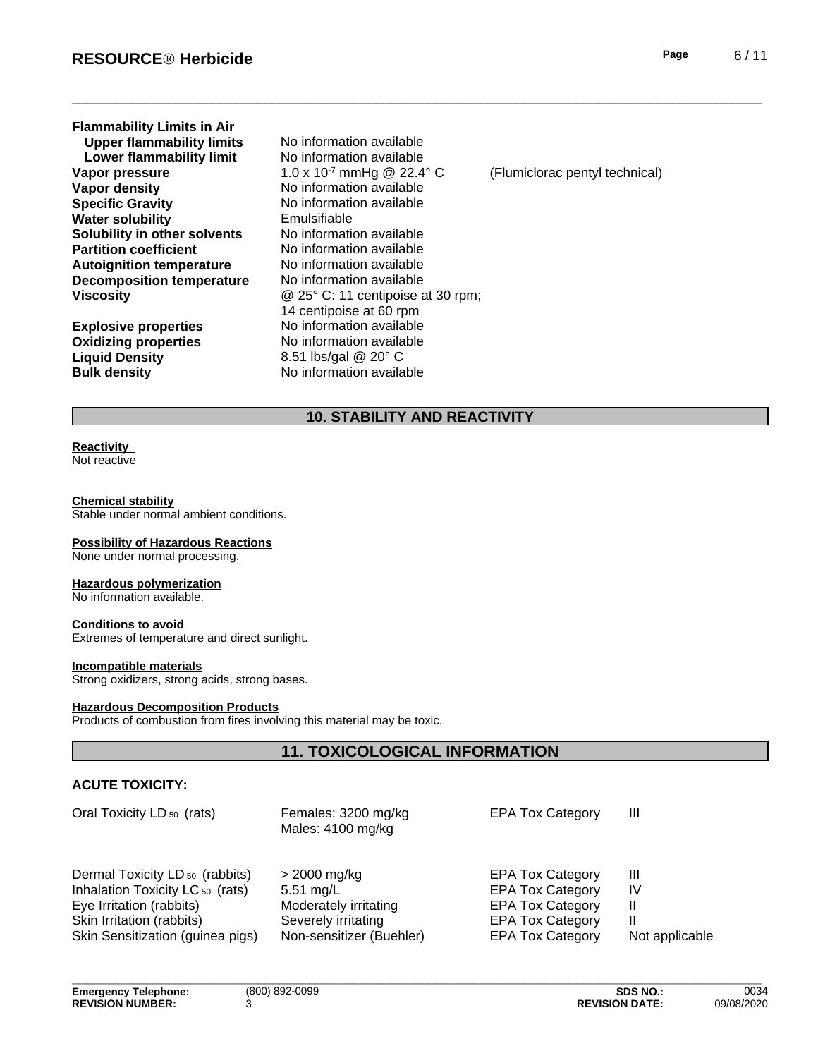| | | |
|---|---|---|
| **Flammability Limits in Air** | | |
| **Upper flammability limits** | No information available | |
| **Lower flammability limit** | No information available | |
| **Vapor pressure** | $1.0 \times 10^{-7}$ mmHg @ 22.4° C | (Flumiclorac pentyl technical) |
| **Vapor density** | No information available | |
| **Specific Gravity** | No information available | |
| **Water solubility** | Emulsifiable | |
| **Solubility in other solvents** | No information available | |
| **Partition coefficient** | No information available | |
| **Autoignition temperature** | No information available | |
| **Decomposition temperature** | No information available | |
| **Viscosity** | @ 25° C: 11 centipoise at 30 rpm; 14 centipoise at 60 rpm | |
| **Explosive properties** | No information available | |
| **Oxidizing properties** | No information available | |
| **Liquid Density** | 8.51 lbs/gal @ 20° C | |
| **Bulk density** | No information available | |

## 10. STABILITY AND REACTIVITY

**Reactivity**
Not reactive

**Chemical stability**
Stable under normal ambient conditions.

**Possibility of Hazardous Reactions**
None under normal processing.

**Hazardous polymerization**
No information available.

**Conditions to avoid**
Extremes of temperature and direct sunlight.

**Incompatible materials**
Strong oxidizers, strong acids, strong bases.

**Hazardous Decomposition Products**
Products of combustion from fires involving this material may be toxic.

## 11. TOXICOLOGICAL INFORMATION

**ACUTE TOXICITY:**

| | | | |
|---|---|---|---|
| Oral Toxicity $LD_{50}$ (rats) | Females: 3200 mg/kg Males: 4100 mg/kg | EPA Tox Category | III |
| Dermal Toxicity $LD_{50}$ (rabbits) | > 2000 mg/kg | EPA Tox Category | III |
| Inhalation Toxicity $LC_{50}$ (rats) | 5.51 mg/L | EPA Tox Category | IV |
| Eye Irritation (rabbits) | Moderately irritating | EPA Tox Category | II |
| Skin Irritation (rabbits) | Severely irritating | EPA Tox Category | II |
| Skin Sensitization (guinea pigs) | Non-sensitizer (Buehler) | EPA Tox Category | Not applicable |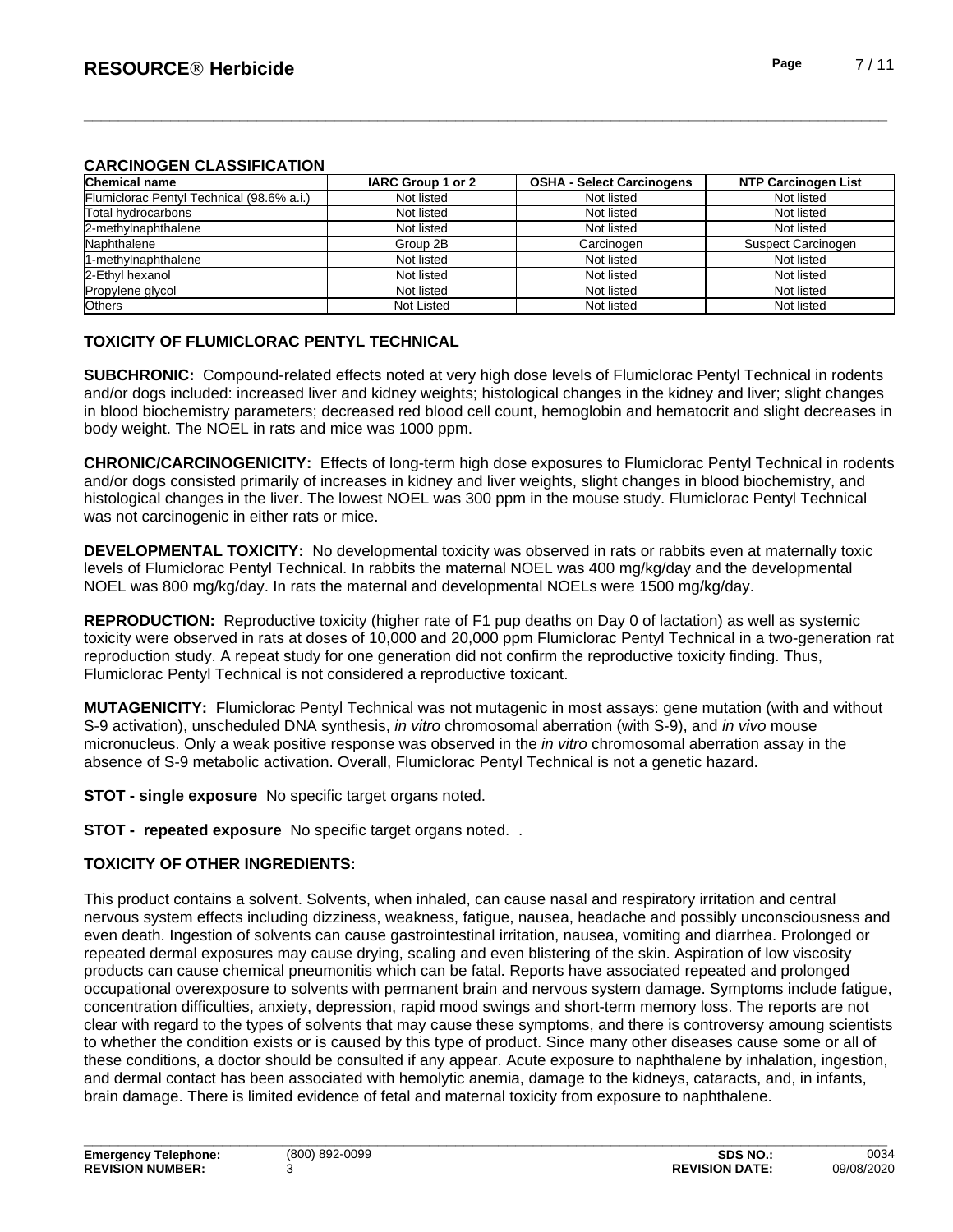## CARCINOGEN CLASSIFICATION

| Chemical name | IARC Group 1 or 2 | OSHA - Select Carcinogens | NTP Carcinogen List |
|---|---|---|---|
| Flumiclorac Pentyl Technical (98.6% a.i.) | Not listed | Not listed | Not listed |
| Total hydrocarbons | Not listed | Not listed | Not listed |
| 2-methylnaphthalene | Not listed | Not listed | Not listed |
| Naphthalene | Group 2B | Carcinogen | Suspect Carcinogen |
| 1-methylnaphthalene | Not listed | Not listed | Not listed |
| 2-Ethyl hexanol | Not listed | Not listed | Not listed |
| Propylene glycol | Not listed | Not listed | Not listed |
| Others | Not Listed | Not listed | Not listed |

## TOXICITY OF FLUMICLORAC PENTYL TECHNICAL

**SUBCHRONIC:** Compound-related effects noted at very high dose levels of Flumiclorac Pentyl Technical in rodents and/or dogs included: increased liver and kidney weights; histological changes in the kidney and liver; slight changes in blood biochemistry parameters; decreased red blood cell count, hemoglobin and hematocrit and slight decreases in body weight. The NOEL in rats and mice was 1000 ppm.

**CHRONIC/CARCINOGENICITY:** Effects of long-term high dose exposures to Flumiclorac Pentyl Technical in rodents and/or dogs consisted primarily of increases in kidney and liver weights, slight changes in blood biochemistry, and histological changes in the liver. The lowest NOEL was 300 ppm in the mouse study. Flumiclorac Pentyl Technical was not carcinogenic in either rats or mice.

**DEVELOPMENTAL TOXICITY:** No developmental toxicity was observed in rats or rabbits even at maternally toxic levels of Flumiclorac Pentyl Technical. In rabbits the maternal NOEL was 400 mg/kg/day and the developmental NOEL was 800 mg/kg/day. In rats the maternal and developmental NOELs were 1500 mg/kg/day.

**REPRODUCTION:** Reproductive toxicity (higher rate of F1 pup deaths on Day 0 of lactation) as well as systemic toxicity were observed in rats at doses of 10,000 and 20,000 ppm Flumiclorac Pentyl Technical in a two-generation rat reproduction study. A repeat study for one generation did not confirm the reproductive toxicity finding. Thus, Flumiclorac Pentyl Technical is not considered a reproductive toxicant.

**MUTAGENICITY:** Flumiclorac Pentyl Technical was not mutagenic in most assays: gene mutation (with and without S-9 activation), unscheduled DNA synthesis, *in vitro* chromosomal aberration (with S-9), and *in vivo* mouse micronucleus. Only a weak positive response was observed in the *in vitro* chromosomal aberration assay in the absence of S-9 metabolic activation. Overall, Flumiclorac Pentyl Technical is not a genetic hazard.

**STOT - single exposure** No specific target organs noted.

**STOT - repeated exposure** No specific target organs noted. .

## TOXICITY OF OTHER INGREDIENTS:

This product contains a solvent. Solvents, when inhaled, can cause nasal and respiratory irritation and central nervous system effects including dizziness, weakness, fatigue, nausea, headache and possibly unconsciousness and even death. Ingestion of solvents can cause gastrointestinal irritation, nausea, vomiting and diarrhea. Prolonged or repeated dermal exposures may cause drying, scaling and even blistering of the skin. Aspiration of low viscosity products can cause chemical pneumonitis which can be fatal. Reports have associated repeated and prolonged occupational overexposure to solvents with permanent brain and nervous system damage. Symptoms include fatigue, concentration difficulties, anxiety, depression, rapid mood swings and short-term memory loss. The reports are not clear with regard to the types of solvents that may cause these symptoms, and there is controversy amoung scientists to whether the condition exists or is caused by this type of product. Since many other diseases cause some or all of these conditions, a doctor should be consulted if any appear. Acute exposure to naphthalene by inhalation, ingestion, and dermal contact has been associated with hemolytic anemia, damage to the kidneys, cataracts, and, in infants, brain damage. There is limited evidence of fetal and maternal toxicity from exposure to naphthalene.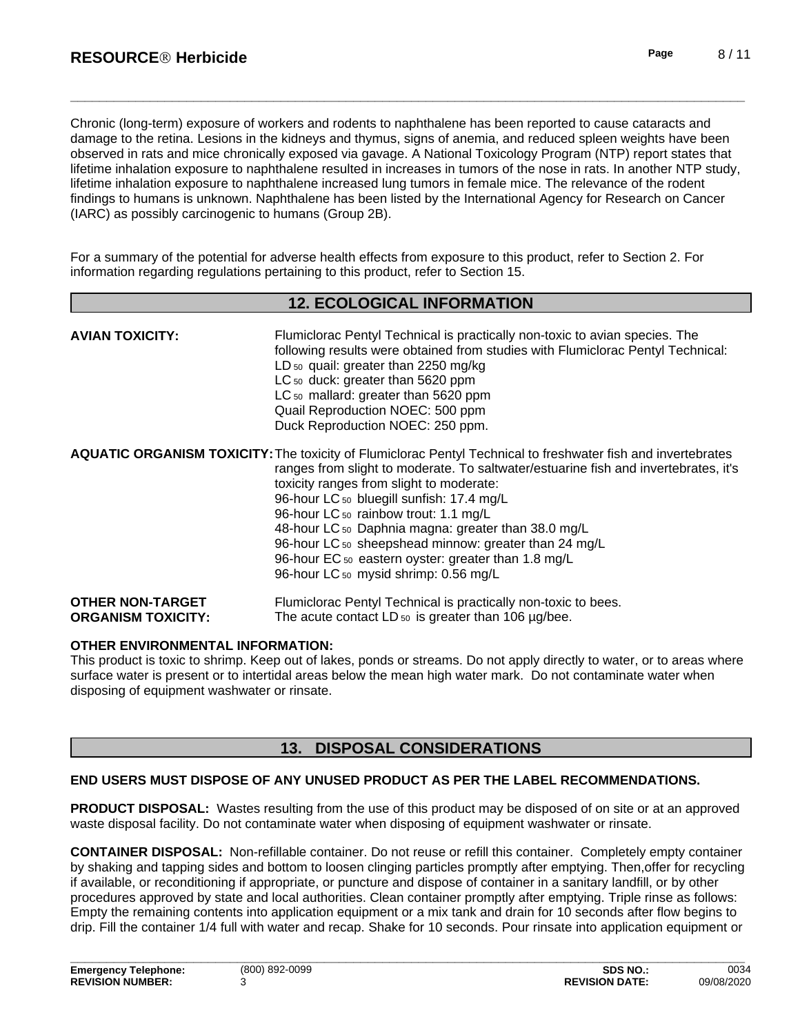Chronic (long-term) exposure of workers and rodents to naphthalene has been reported to cause cataracts and damage to the retina. Lesions in the kidneys and thymus, signs of anemia, and reduced spleen weights have been observed in rats and mice chronically exposed via gavage. A National Toxicology Program (NTP) report states that lifetime inhalation exposure to naphthalene resulted in increases in tumors of the nose in rats. In another NTP study, lifetime inhalation exposure to naphthalene increased lung tumors in female mice. The relevance of the rodent findings to humans is unknown. Naphthalene has been listed by the International Agency for Research on Cancer (IARC) as possibly carcinogenic to humans (Group 2B).

For a summary of the potential for adverse health effects from exposure to this product, refer to Section 2. For information regarding regulations pertaining to this product, refer to Section 15.

## 12. ECOLOGICAL INFORMATION

**AVIAN TOXICITY:** Flumiclorac Pentyl Technical is practically non-toxic to avian species. The following results were obtained from studies with Flumiclorac Pentyl Technical:
$LD_{50}$ quail: greater than 2250 mg/kg
$LC_{50}$ duck: greater than 5620 ppm
$LC_{50}$ mallard: greater than 5620 ppm
Quail Reproduction NOEC: 500 ppm
Duck Reproduction NOEC: 250 ppm.

**AQUATIC ORGANISM TOXICITY:** The toxicity of Flumiclorac Pentyl Technical to freshwater fish and invertebrates ranges from slight to moderate. To saltwater/estuarine fish and invertebrates, it's toxicity ranges from slight to moderate:
96-hour $LC_{50}$ bluegill sunfish: 17.4 mg/L
96-hour $LC_{50}$ rainbow trout: 1.1 mg/L
48-hour $LC_{50}$ Daphnia magna: greater than 38.0 mg/L
96-hour $LC_{50}$ sheepshead minnow: greater than 24 mg/L
96-hour $EC_{50}$ eastern oyster: greater than 1.8 mg/L
96-hour $LC_{50}$ mysid shrimp: 0.56 mg/L

**OTHER NON-TARGET ORGANISM TOXICITY:** Flumiclorac Pentyl Technical is practically non-toxic to bees. The acute contact $LD_{50}$ is greater than 106 µg/bee.

**OTHER ENVIRONMENTAL INFORMATION:**
This product is toxic to shrimp. Keep out of lakes, ponds or streams. Do not apply directly to water, or to areas where surface water is present or to intertidal areas below the mean high water mark. Do not contaminate water when disposing of equipment washwater or rinsate.

## 13. DISPOSAL CONSIDERATIONS

**END USERS MUST DISPOSE OF ANY UNUSED PRODUCT AS PER THE LABEL RECOMMENDATIONS.**

**PRODUCT DISPOSAL:** Wastes resulting from the use of this product may be disposed of on site or at an approved waste disposal facility. Do not contaminate water when disposing of equipment washwater or rinsate.

**CONTAINER DISPOSAL:** Non-refillable container. Do not reuse or refill this container. Completely empty container by shaking and tapping sides and bottom to loosen clinging particles promptly after emptying. Then,offer for recycling if available, or reconditioning if appropriate, or puncture and dispose of container in a sanitary landfill, or by other procedures approved by state and local authorities. Clean container promptly after emptying. Triple rinse as follows: Empty the remaining contents into application equipment or a mix tank and drain for 10 seconds after flow begins to drip. Fill the container 1/4 full with water and recap. Shake for 10 seconds. Pour rinsate into application equipment or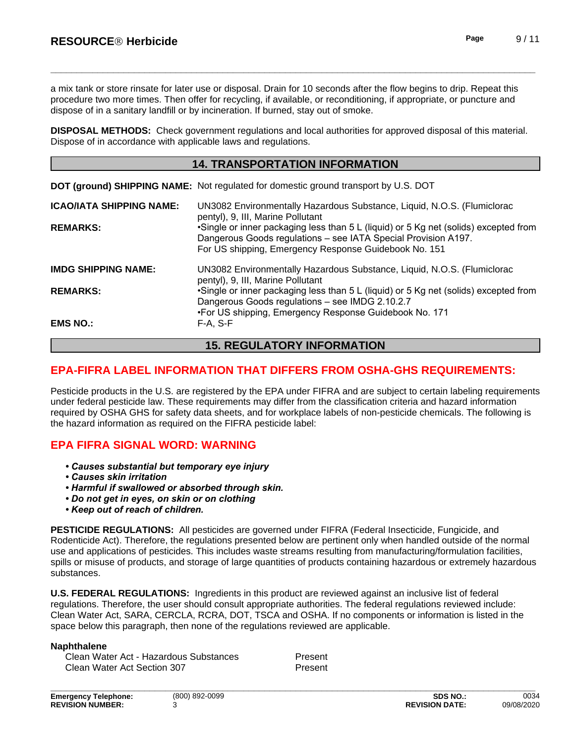a mix tank or store rinsate for later use or disposal. Drain for 10 seconds after the flow begins to drip. Repeat this procedure two more times. Then offer for recycling, if available, or reconditioning, if appropriate, or puncture and dispose of in a sanitary landfill or by incineration. If burned, stay out of smoke.

**DISPOSAL METHODS:** Check government regulations and local authorities for approved disposal of this material. Dispose of in accordance with applicable laws and regulations.

## 14. TRANSPORTATION INFORMATION

**DOT (ground) SHIPPING NAME:** Not regulated for domestic ground transport by U.S. DOT

**ICAO/IATA SHIPPING NAME:** UN3082 Environmentally Hazardous Substance, Liquid, N.O.S. (Flumiclorac pentyl), 9, III, Marine Pollutant

**REMARKS:** •Single or inner packaging less than 5 L (liquid) or 5 Kg net (solids) excepted from Dangerous Goods regulations – see IATA Special Provision A197.
For US shipping, Emergency Response Guidebook No. 151

**IMDG SHIPPING NAME:** UN3082 Environmentally Hazardous Substance, Liquid, N.O.S. (Flumiclorac pentyl), 9, III, Marine Pollutant

**REMARKS:** •Single or inner packaging less than 5 L (liquid) or 5 Kg net (solids) excepted from Dangerous Goods regulations – see IMDG 2.10.2.7
•For US shipping, Emergency Response Guidebook No. 171

**EMS NO.:** F-A, S-F

## 15. REGULATORY INFORMATION

### EPA-FIFRA LABEL INFORMATION THAT DIFFERS FROM OSHA-GHS REQUIREMENTS:

Pesticide products in the U.S. are registered by the EPA under FIFRA and are subject to certain labeling requirements under federal pesticide law. These requirements may differ from the classification criteria and hazard information required by OSHA GHS for safety data sheets, and for workplace labels of non-pesticide chemicals. The following is the hazard information as required on the FIFRA pesticide label:

### EPA FIFRA SIGNAL WORD: WARNING

- ***Causes substantial but temporary eye injury***
- ***Causes skin irritation***
- ***Harmful if swallowed or absorbed through skin.***
- ***Do not get in eyes, on skin or on clothing***
- ***Keep out of reach of children.***

**PESTICIDE REGULATIONS:** All pesticides are governed under FIFRA (Federal Insecticide, Fungicide, and Rodenticide Act). Therefore, the regulations presented below are pertinent only when handled outside of the normal use and applications of pesticides. This includes waste streams resulting from manufacturing/formulation facilities, spills or misuse of products, and storage of large quantities of products containing hazardous or extremely hazardous substances.

**U.S. FEDERAL REGULATIONS:** Ingredients in this product are reviewed against an inclusive list of federal regulations. Therefore, the user should consult appropriate authorities. The federal regulations reviewed include: Clean Water Act, SARA, CERCLA, RCRA, DOT, TSCA and OSHA. If no components or information is listed in the space below this paragraph, then none of the regulations reviewed are applicable.

**Naphthalene**

| | |
|---|---|
| Clean Water Act - Hazardous Substances | Present |
| Clean Water Act Section 307 | Present |

| | | | |
|---|---|---|---|
| **Emergency Telephone:** | (800) 892-0099 | **SDS NO.:** | 0034 |
| **REVISION NUMBER:** | 3 | **REVISION DATE:** | 09/08/2020 |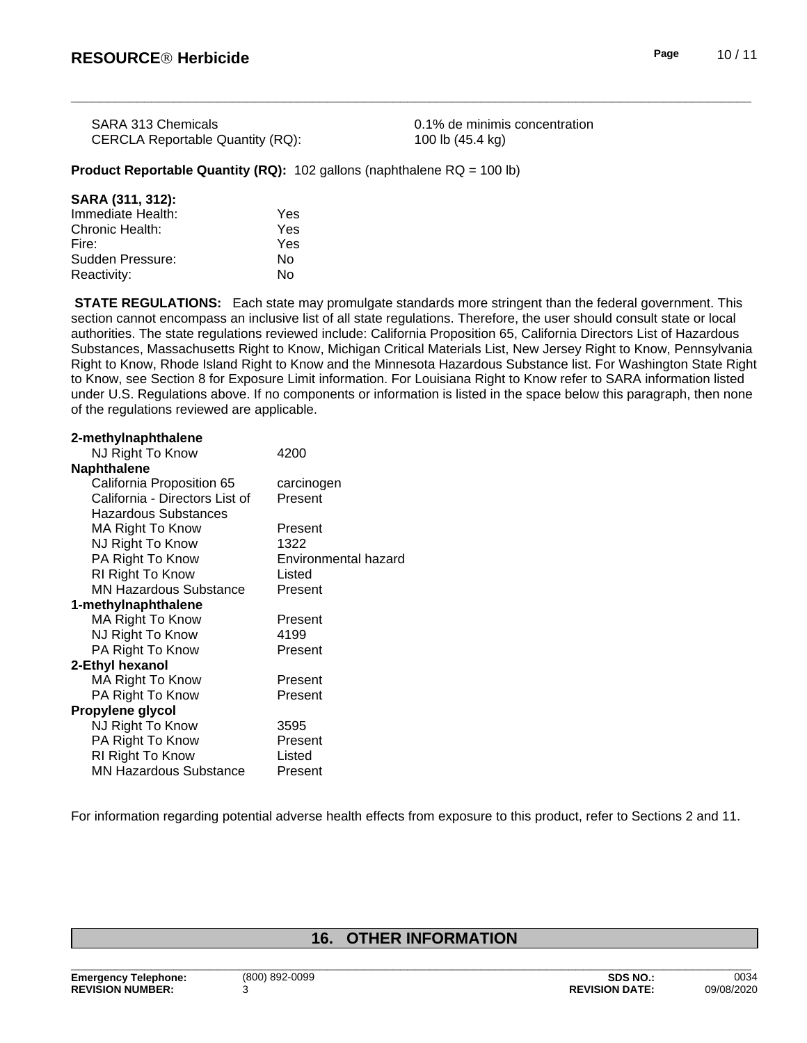| | |
|---|---|
| SARA 313 Chemicals | 0.1% de minimis concentration |
| CERCLA Reportable Quantity (RQ): | 100 lb (45.4 kg) |

**Product Reportable Quantity (RQ):** 102 gallons (naphthalene RQ = 100 lb)

**SARA (311, 312):**

| | |
|---|---|
| Immediate Health: | Yes |
| Chronic Health: | Yes |
| Fire: | Yes |
| Sudden Pressure: | No |
| Reactivity: | No |

**STATE REGULATIONS:** Each state may promulgate standards more stringent than the federal government. This section cannot encompass an inclusive list of all state regulations. Therefore, the user should consult state or local authorities. The state regulations reviewed include: California Proposition 65, California Directors List of Hazardous Substances, Massachusetts Right to Know, Michigan Critical Materials List, New Jersey Right to Know, Pennsylvania Right to Know, Rhode Island Right to Know and the Minnesota Hazardous Substance list. For Washington State Right to Know, see Section 8 for Exposure Limit information. For Louisiana Right to Know refer to SARA information listed under U.S. Regulations above. If no components or information is listed in the space below this paragraph, then none of the regulations reviewed are applicable.

| | |
|---|---|
| **2-methylnaphthalene** | |
| NJ Right To Know | 4200 |
| **Naphthalene** | |
| California Proposition 65 | carcinogen |
| California - Directors List of Hazardous Substances | Present |
| MA Right To Know | Present |
| NJ Right To Know | 1322 |
| PA Right To Know | Environmental hazard |
| RI Right To Know | Listed |
| MN Hazardous Substance | Present |
| **1-methylnaphthalene** | |
| MA Right To Know | Present |
| NJ Right To Know | 4199 |
| PA Right To Know | Present |
| **2-Ethyl hexanol** | |
| MA Right To Know | Present |
| PA Right To Know | Present |
| **Propylene glycol** | |
| NJ Right To Know | 3595 |
| PA Right To Know | Present |
| RI Right To Know | Listed |
| MN Hazardous Substance | Present |

For information regarding potential adverse health effects from exposure to this product, refer to Sections 2 and 11.

## 16. OTHER INFORMATION

| | | | |
|---|---|---|---|
| **Emergency Telephone:** | (800) 892-0099 | **SDS NO.:** | 0034 |
| **REVISION NUMBER:** | 3 | **REVISION DATE:** | 09/08/2020 |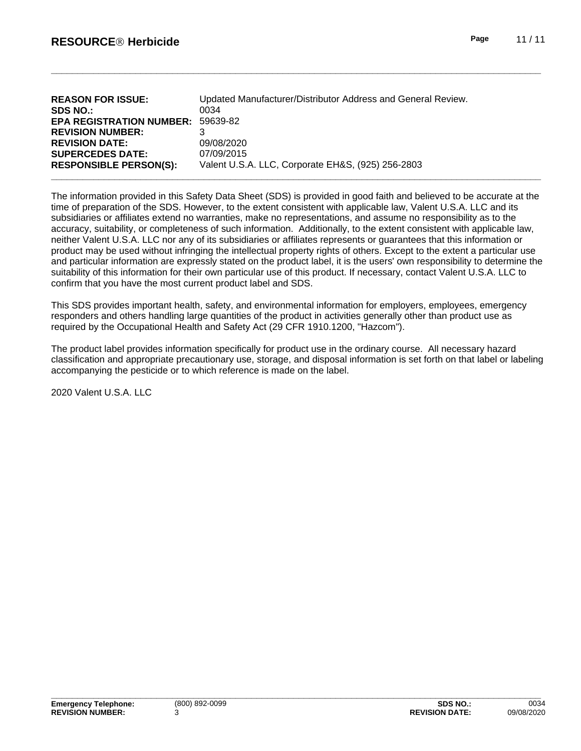| | |
|---|---|
| **REASON FOR ISSUE:** | Updated Manufacturer/Distributor Address and General Review. |
| **SDS NO.:** | 0034 |
| **EPA REGISTRATION NUMBER:** | 59639-82 |
| **REVISION NUMBER:** | 3 |
| **REVISION DATE:** | 09/08/2020 |
| **SUPERCEDES DATE:** | 07/09/2015 |
| **RESPONSIBLE PERSON(S):** | Valent U.S.A. LLC, Corporate EH&S, (925) 256-2803 |

The information provided in this Safety Data Sheet (SDS) is provided in good faith and believed to be accurate at the time of preparation of the SDS. However, to the extent consistent with applicable law, Valent U.S.A. LLC and its subsidiaries or affiliates extend no warranties, make no representations, and assume no responsibility as to the accuracy, suitability, or completeness of such information. Additionally, to the extent consistent with applicable law, neither Valent U.S.A. LLC nor any of its subsidiaries or affiliates represents or guarantees that this information or product may be used without infringing the intellectual property rights of others. Except to the extent a particular use and particular information are expressly stated on the product label, it is the users' own responsibility to determine the suitability of this information for their own particular use of this product. If necessary, contact Valent U.S.A. LLC to confirm that you have the most current product label and SDS.

This SDS provides important health, safety, and environmental information for employers, employees, emergency responders and others handling large quantities of the product in activities generally other than product use as required by the Occupational Health and Safety Act (29 CFR 1910.1200, "Hazcom").

The product label provides information specifically for product use in the ordinary course. All necessary hazard classification and appropriate precautionary use, storage, and disposal information is set forth on that label or labeling accompanying the pesticide or to which reference is made on the label.

2020 Valent U.S.A. LLC